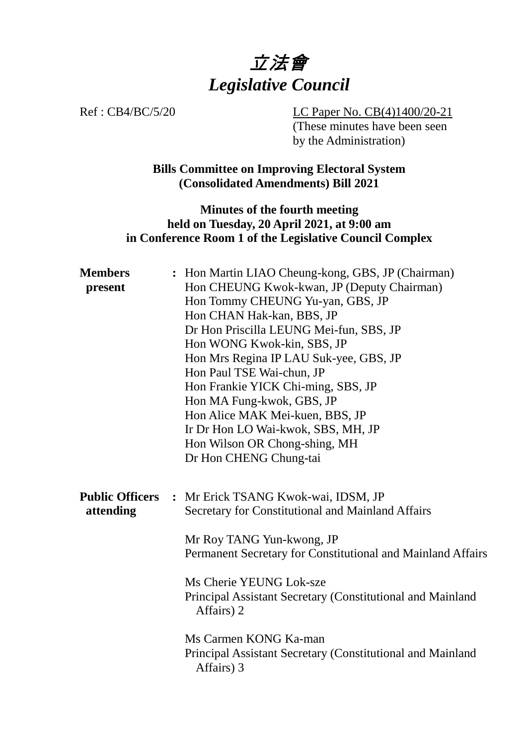# 立法會
# *Legislative Council*

Ref : CB4/BC/5/20

LC Paper No. CB(4)1400/20-21
(These minutes have been seen by the Administration)

**Bills Committee on Improving Electoral System (Consolidated Amendments) Bill 2021**

**Minutes of the fourth meeting held on Tuesday, 20 April 2021, at 9:00 am in Conference Room 1 of the Legislative Council Complex**

**Members present** : Hon Martin LIAO Cheung-kong, GBS, JP (Chairman)
Hon CHEUNG Kwok-kwan, JP (Deputy Chairman)
Hon Tommy CHEUNG Yu-yan, GBS, JP
Hon CHAN Hak-kan, BBS, JP
Dr Hon Priscilla LEUNG Mei-fun, SBS, JP
Hon WONG Kwok-kin, SBS, JP
Hon Mrs Regina IP LAU Suk-yee, GBS, JP
Hon Paul TSE Wai-chun, JP
Hon Frankie YICK Chi-ming, SBS, JP
Hon MA Fung-kwok, GBS, JP
Hon Alice MAK Mei-kuen, BBS, JP
Ir Dr Hon LO Wai-kwok, SBS, MH, JP
Hon Wilson OR Chong-shing, MH
Dr Hon CHENG Chung-tai

**Public Officers attending** : Mr Erick TSANG Kwok-wai, IDSM, JP
Secretary for Constitutional and Mainland Affairs

Mr Roy TANG Yun-kwong, JP
Permanent Secretary for Constitutional and Mainland Affairs

Ms Cherie YEUNG Lok-sze
Principal Assistant Secretary (Constitutional and Mainland Affairs) 2

Ms Carmen KONG Ka-man
Principal Assistant Secretary (Constitutional and Mainland Affairs) 3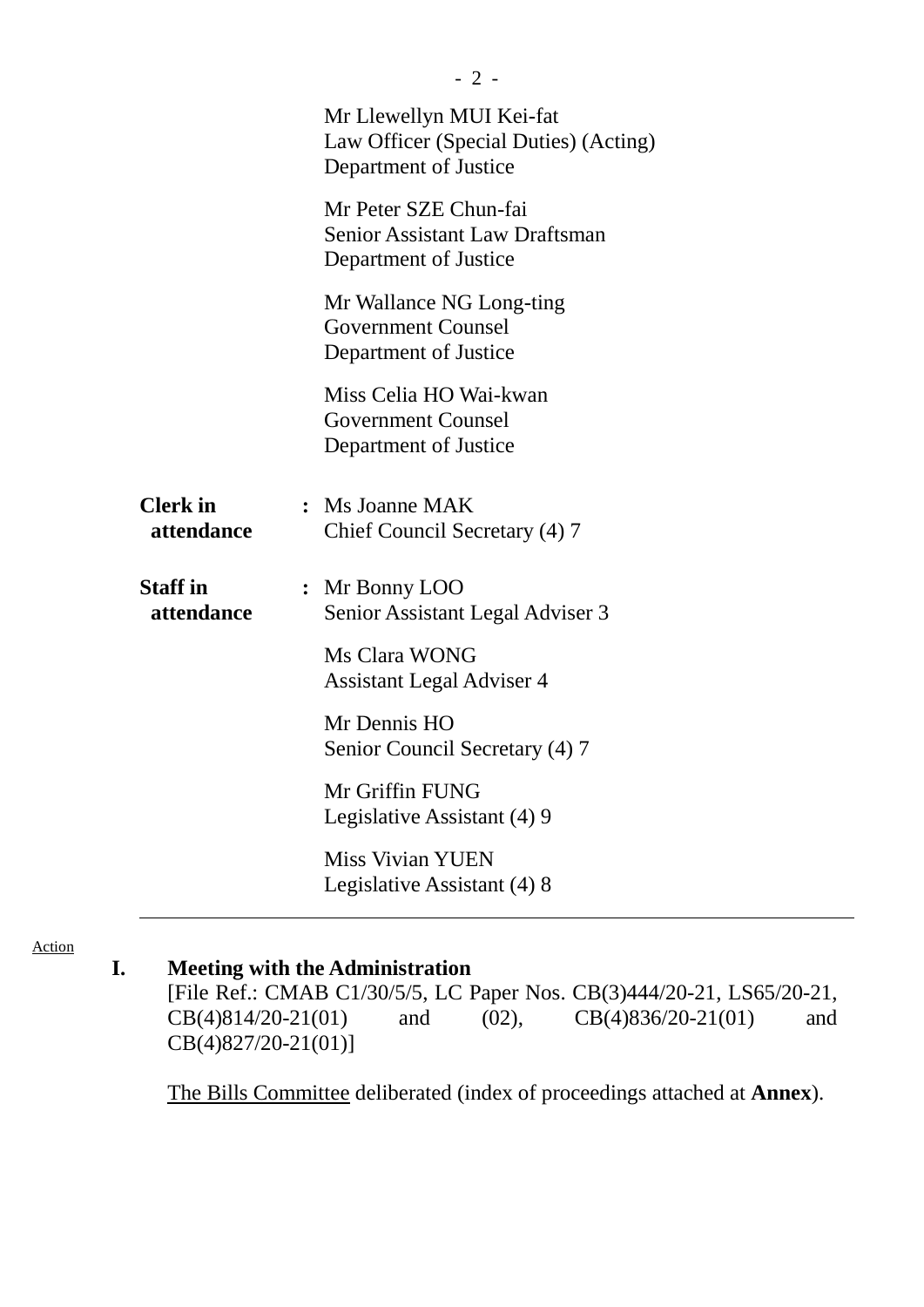Mr Llewellyn MUI Kei-fat
Law Officer (Special Duties) (Acting)
Department of Justice

Mr Peter SZE Chun-fai
Senior Assistant Law Draftsman
Department of Justice

Mr Wallance NG Long-ting
Government Counsel
Department of Justice

Miss Celia HO Wai-kwan
Government Counsel
Department of Justice

**Clerk in attendance** : Ms Joanne MAK
Chief Council Secretary (4) 7

**Staff in attendance** : Mr Bonny LOO
Senior Assistant Legal Adviser 3

Ms Clara WONG
Assistant Legal Adviser 4

Mr Dennis HO
Senior Council Secretary (4) 7

Mr Griffin FUNG
Legislative Assistant (4) 9

Miss Vivian YUEN
Legislative Assistant (4) 8

---

Action

## I. Meeting with the Administration

[File Ref.: CMAB C1/30/5/5, LC Paper Nos. CB(3)444/20-21, LS65/20-21, CB(4)814/20-21(01) and (02), CB(4)836/20-21(01) and CB(4)827/20-21(01)]

The Bills Committee deliberated (index of proceedings attached at **Annex**).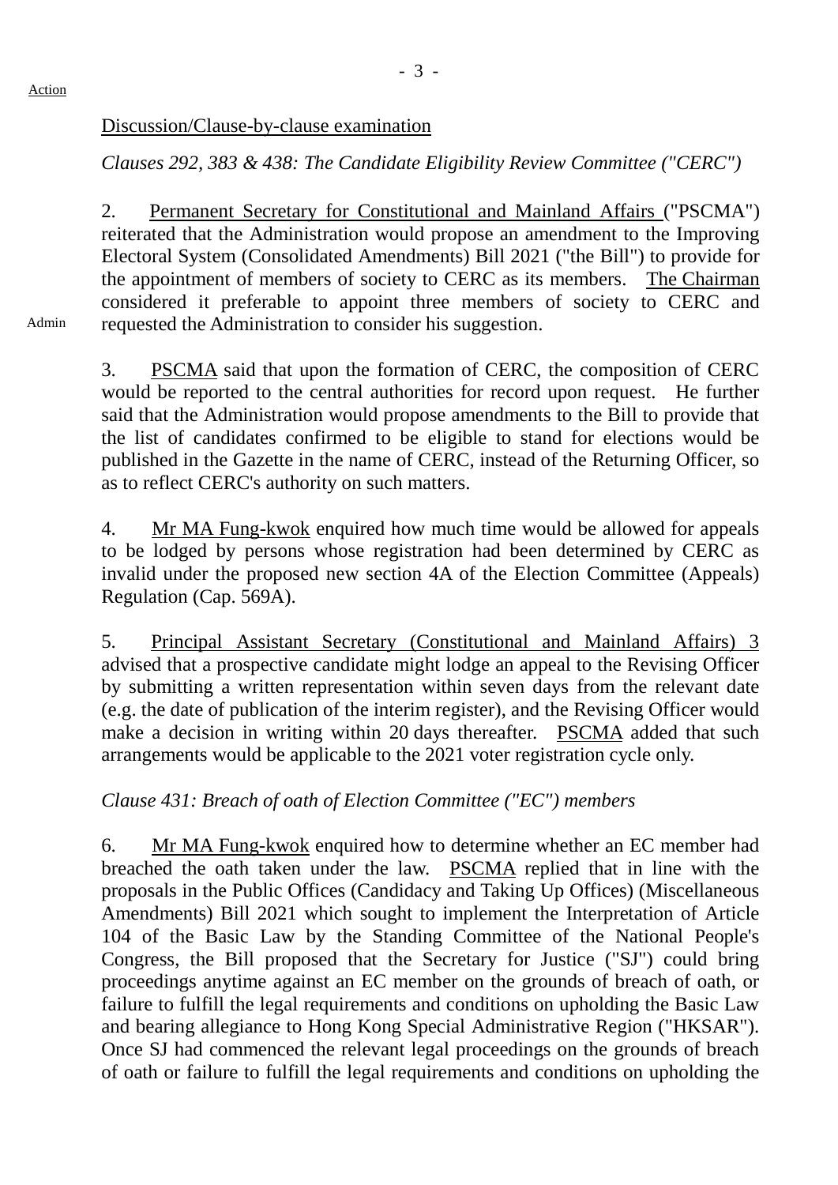Action

Discussion/Clause-by-clause examination

*Clauses 292, 383 & 438: The Candidate Eligibility Review Committee ("CERC")*

2. Permanent Secretary for Constitutional and Mainland Affairs ("PSCMA") reiterated that the Administration would propose an amendment to the Improving Electoral System (Consolidated Amendments) Bill 2021 ("the Bill") to provide for the appointment of members of society to CERC as its members. The Chairman considered it preferable to appoint three members of society to CERC and requested the Administration to consider his suggestion.

Admin

3. PSCMA said that upon the formation of CERC, the composition of CERC would be reported to the central authorities for record upon request. He further said that the Administration would propose amendments to the Bill to provide that the list of candidates confirmed to be eligible to stand for elections would be published in the Gazette in the name of CERC, instead of the Returning Officer, so as to reflect CERC's authority on such matters.

4. Mr MA Fung-kwok enquired how much time would be allowed for appeals to be lodged by persons whose registration had been determined by CERC as invalid under the proposed new section 4A of the Election Committee (Appeals) Regulation (Cap. 569A).

5. Principal Assistant Secretary (Constitutional and Mainland Affairs) 3 advised that a prospective candidate might lodge an appeal to the Revising Officer by submitting a written representation within seven days from the relevant date (e.g. the date of publication of the interim register), and the Revising Officer would make a decision in writing within 20 days thereafter. PSCMA added that such arrangements would be applicable to the 2021 voter registration cycle only.

*Clause 431: Breach of oath of Election Committee ("EC") members*

6. Mr MA Fung-kwok enquired how to determine whether an EC member had breached the oath taken under the law. PSCMA replied that in line with the proposals in the Public Offices (Candidacy and Taking Up Offices) (Miscellaneous Amendments) Bill 2021 which sought to implement the Interpretation of Article 104 of the Basic Law by the Standing Committee of the National People's Congress, the Bill proposed that the Secretary for Justice ("SJ") could bring proceedings anytime against an EC member on the grounds of breach of oath, or failure to fulfill the legal requirements and conditions on upholding the Basic Law and bearing allegiance to Hong Kong Special Administrative Region ("HKSAR"). Once SJ had commenced the relevant legal proceedings on the grounds of breach of oath or failure to fulfill the legal requirements and conditions on upholding the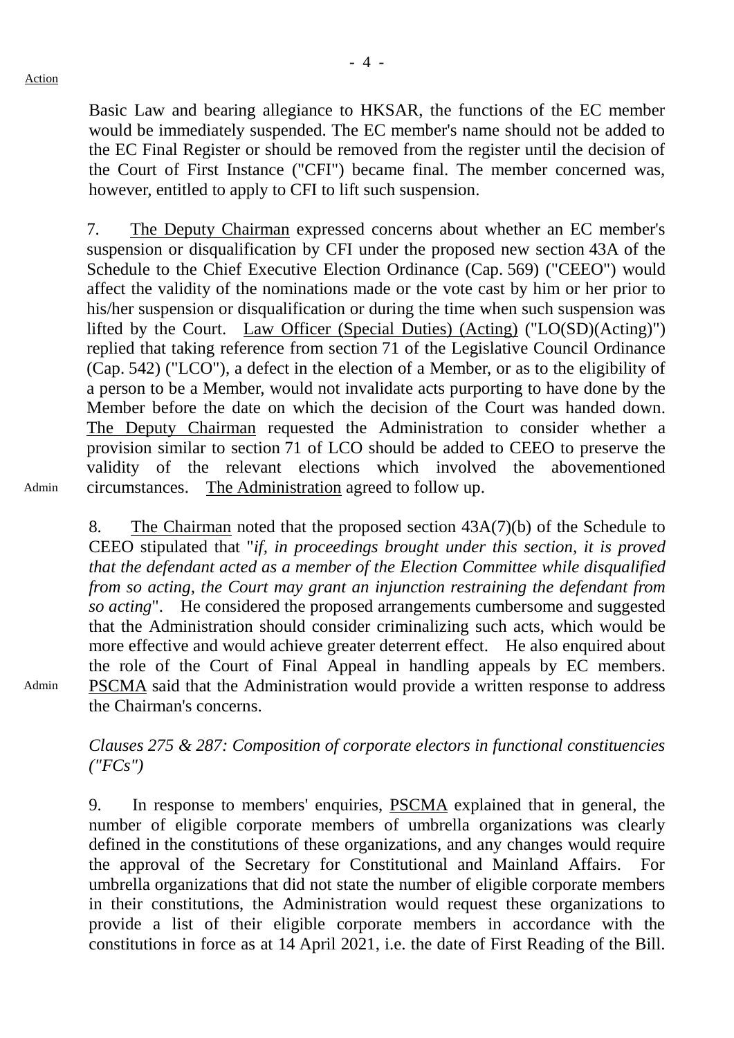Basic Law and bearing allegiance to HKSAR, the functions of the EC member would be immediately suspended. The EC member's name should not be added to the EC Final Register or should be removed from the register until the decision of the Court of First Instance ("CFI") became final. The member concerned was, however, entitled to apply to CFI to lift such suspension.

7. The Deputy Chairman expressed concerns about whether an EC member's suspension or disqualification by CFI under the proposed new section 43A of the Schedule to the Chief Executive Election Ordinance (Cap. 569) ("CEEO") would affect the validity of the nominations made or the vote cast by him or her prior to his/her suspension or disqualification or during the time when such suspension was lifted by the Court. Law Officer (Special Duties) (Acting) ("LO(SD)(Acting)") replied that taking reference from section 71 of the Legislative Council Ordinance (Cap. 542) ("LCO"), a defect in the election of a Member, or as to the eligibility of a person to be a Member, would not invalidate acts purporting to have done by the Member before the date on which the decision of the Court was handed down. The Deputy Chairman requested the Administration to consider whether a provision similar to section 71 of LCO should be added to CEEO to preserve the validity of the relevant elections which involved the abovementioned circumstances. The Administration agreed to follow up.

Admin

8. The Chairman noted that the proposed section 43A(7)(b) of the Schedule to CEEO stipulated that "*if, in proceedings brought under this section, it is proved that the defendant acted as a member of the Election Committee while disqualified from so acting, the Court may grant an injunction restraining the defendant from so acting*". He considered the proposed arrangements cumbersome and suggested that the Administration should consider criminalizing such acts, which would be more effective and would achieve greater deterrent effect. He also enquired about the role of the Court of Final Appeal in handling appeals by EC members. PSCMA said that the Administration would provide a written response to address the Chairman's concerns.

Admin

*Clauses 275 & 287: Composition of corporate electors in functional constituencies ("FCs")*

9. In response to members' enquiries, PSCMA explained that in general, the number of eligible corporate members of umbrella organizations was clearly defined in the constitutions of these organizations, and any changes would require the approval of the Secretary for Constitutional and Mainland Affairs. For umbrella organizations that did not state the number of eligible corporate members in their constitutions, the Administration would request these organizations to provide a list of their eligible corporate members in accordance with the constitutions in force as at 14 April 2021, i.e. the date of First Reading of the Bill.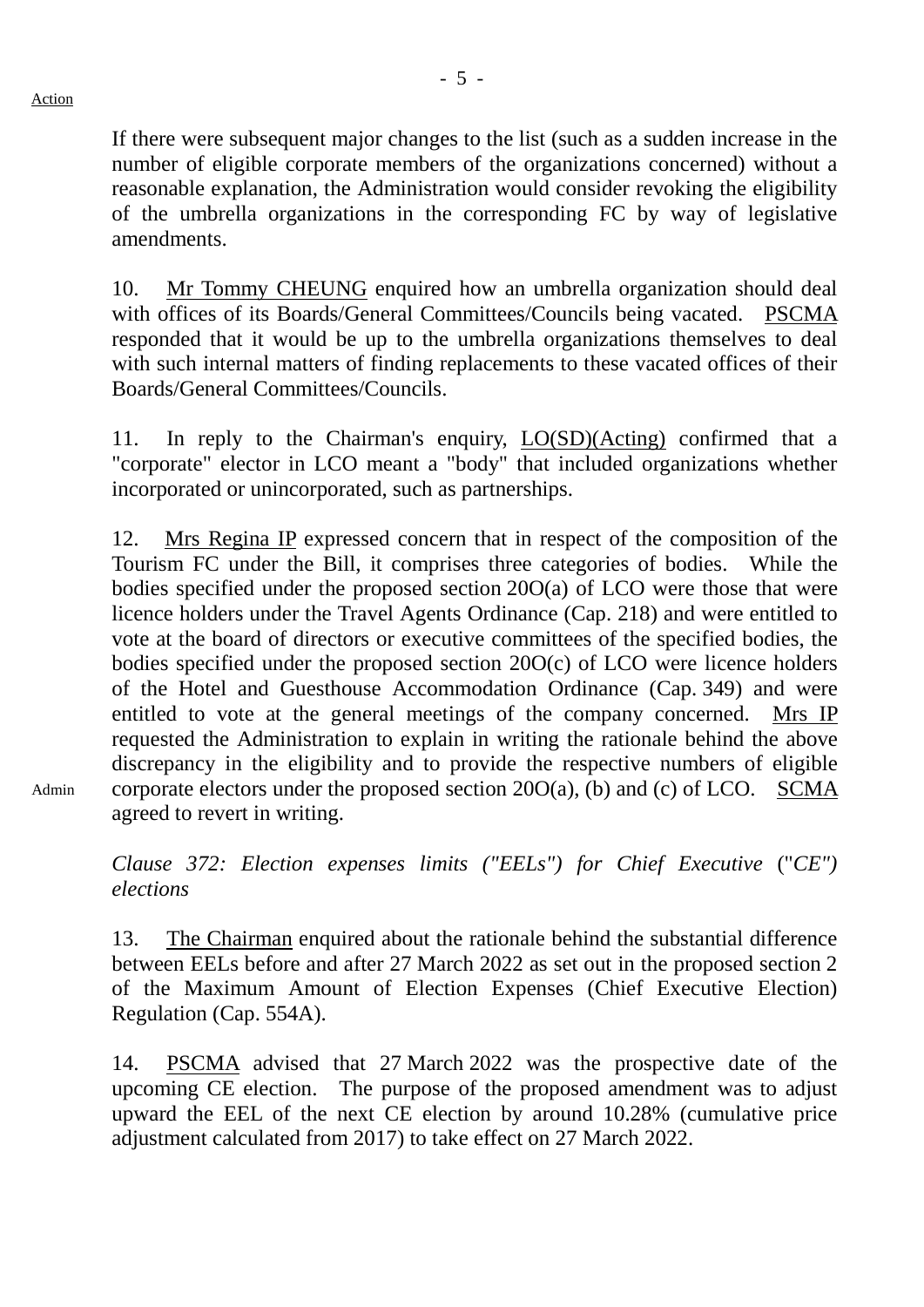If there were subsequent major changes to the list (such as a sudden increase in the number of eligible corporate members of the organizations concerned) without a reasonable explanation, the Administration would consider revoking the eligibility of the umbrella organizations in the corresponding FC by way of legislative amendments.

10. Mr Tommy CHEUNG enquired how an umbrella organization should deal with offices of its Boards/General Committees/Councils being vacated. PSCMA responded that it would be up to the umbrella organizations themselves to deal with such internal matters of finding replacements to these vacated offices of their Boards/General Committees/Councils.

11. In reply to the Chairman's enquiry, LO(SD)(Acting) confirmed that a "corporate" elector in LCO meant a "body" that included organizations whether incorporated or unincorporated, such as partnerships.

12. Mrs Regina IP expressed concern that in respect of the composition of the Tourism FC under the Bill, it comprises three categories of bodies. While the bodies specified under the proposed section 20O(a) of LCO were those that were licence holders under the Travel Agents Ordinance (Cap. 218) and were entitled to vote at the board of directors or executive committees of the specified bodies, the bodies specified under the proposed section 20O(c) of LCO were licence holders of the Hotel and Guesthouse Accommodation Ordinance (Cap. 349) and were entitled to vote at the general meetings of the company concerned. Mrs IP requested the Administration to explain in writing the rationale behind the above discrepancy in the eligibility and to provide the respective numbers of eligible corporate electors under the proposed section 20O(a), (b) and (c) of LCO. SCMA agreed to revert in writing. — Action: Admin

*Clause 372: Election expenses limits ("EELs") for Chief Executive ("CE") elections*

13. The Chairman enquired about the rationale behind the substantial difference between EELs before and after 27 March 2022 as set out in the proposed section 2 of the Maximum Amount of Election Expenses (Chief Executive Election) Regulation (Cap. 554A).

14. PSCMA advised that 27 March 2022 was the prospective date of the upcoming CE election. The purpose of the proposed amendment was to adjust upward the EEL of the next CE election by around 10.28% (cumulative price adjustment calculated from 2017) to take effect on 27 March 2022.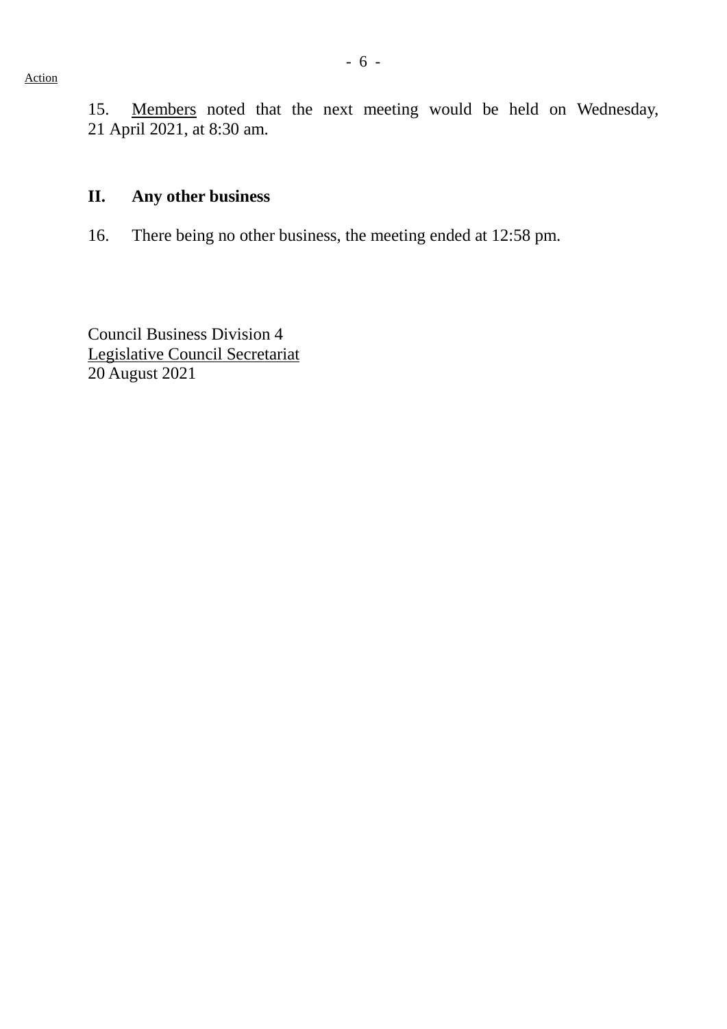15. Members noted that the next meeting would be held on Wednesday, 21 April 2021, at 8:30 am.

## II. Any other business

16. There being no other business, the meeting ended at 12:58 pm.

Council Business Division 4
Legislative Council Secretariat
20 August 2021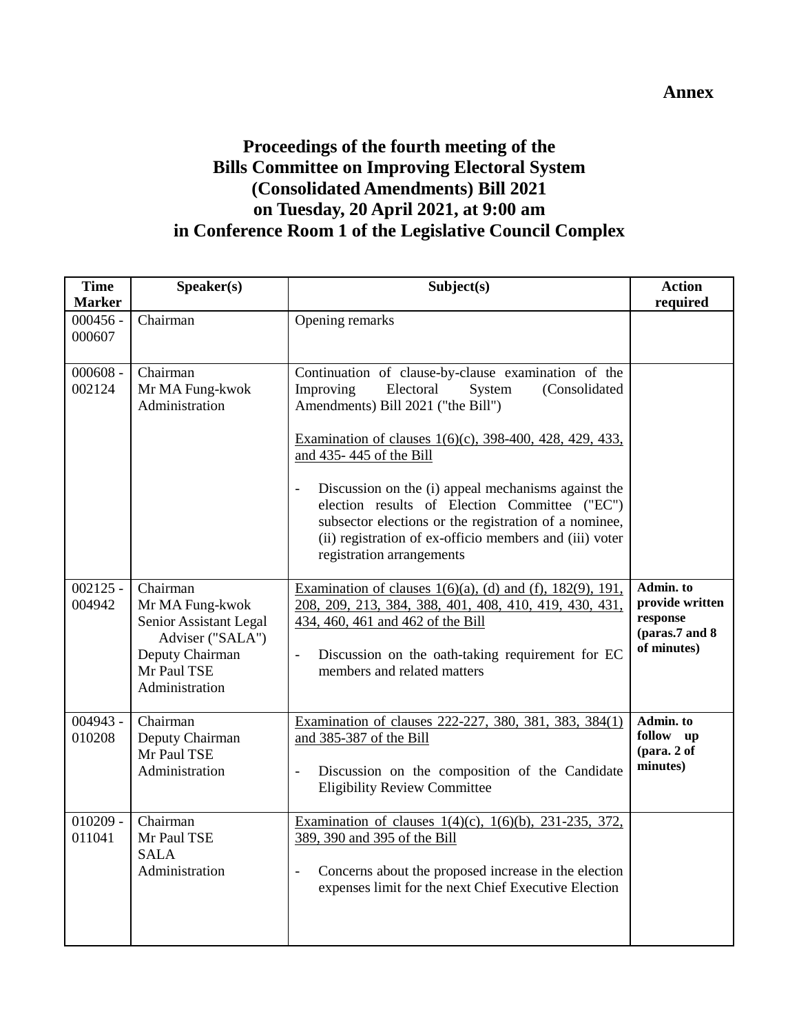**Annex**

# Proceedings of the fourth meeting of the Bills Committee on Improving Electoral System (Consolidated Amendments) Bill 2021 on Tuesday, 20 April 2021, at 9:00 am in Conference Room 1 of the Legislative Council Complex

| Time Marker | Speaker(s) | Subject(s) | Action required |
|---|---|---|---|
| 000456 - 000607 | Chairman | Opening remarks | |
| 000608 - 002124 | Chairman<br>Mr MA Fung-kwok<br>Administration | Continuation of clause-by-clause examination of the Improving Electoral System (Consolidated Amendments) Bill 2021 ("the Bill")<br><br><u>Examination of clauses 1(6)(c), 398-400, 428, 429, 433, and 435- 445 of the Bill</u><br><br>- Discussion on the (i) appeal mechanisms against the election results of Election Committee ("EC") subsector elections or the registration of a nominee, (ii) registration of ex-officio members and (iii) voter registration arrangements | |
| 002125 - 004942 | Chairman<br>Mr MA Fung-kwok<br>Senior Assistant Legal Adviser ("SALA")<br>Deputy Chairman<br>Mr Paul TSE<br>Administration | <u>Examination of clauses 1(6)(a), (d) and (f), 182(9), 191, 208, 209, 213, 384, 388, 401, 408, 410, 419, 430, 431, 434, 460, 461 and 462 of the Bill</u><br><br>- Discussion on the oath-taking requirement for EC members and related matters | **Admin. to provide written response (paras.7 and 8 of minutes)** |
| 004943 - 010208 | Chairman<br>Deputy Chairman<br>Mr Paul TSE<br>Administration | <u>Examination of clauses 222-227, 380, 381, 383, 384(1) and 385-387 of the Bill</u><br><br>- Discussion on the composition of the Candidate Eligibility Review Committee | **Admin. to follow up (para. 2 of minutes)** |
| 010209 - 011041 | Chairman<br>Mr Paul TSE<br>SALA<br>Administration | <u>Examination of clauses 1(4)(c), 1(6)(b), 231-235, 372, 389, 390 and 395 of the Bill</u><br><br>- Concerns about the proposed increase in the election expenses limit for the next Chief Executive Election | |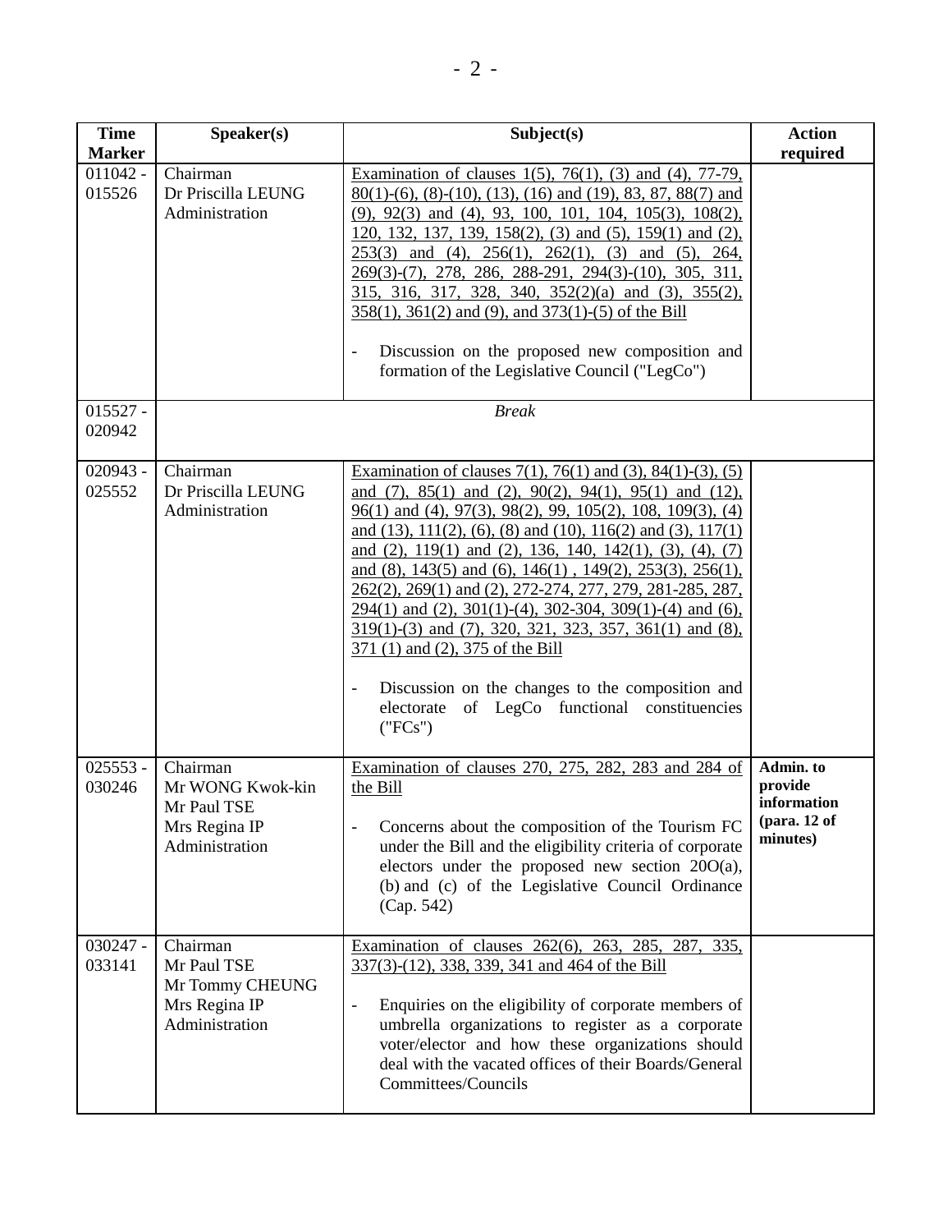| Time Marker | Speaker(s) | Subject(s) | Action required |
|---|---|---|---|
| 011042 - 015526 | Chairman<br>Dr Priscilla LEUNG<br>Administration | Examination of clauses 1(5), 76(1), (3) and (4), 77-79, 80(1)-(6), (8)-(10), (13), (16) and (19), 83, 87, 88(7) and (9), 92(3) and (4), 93, 100, 101, 104, 105(3), 108(2), 120, 132, 137, 139, 158(2), (3) and (5), 159(1) and (2), 253(3) and (4), 256(1), 262(1), (3) and (5), 264, 269(3)-(7), 278, 286, 288-291, 294(3)-(10), 305, 311, 315, 316, 317, 328, 340, 352(2)(a) and (3), 355(2), 358(1), 361(2) and (9), and 373(1)-(5) of the Bill<br><br>- Discussion on the proposed new composition and formation of the Legislative Council ("LegCo") | |
| 015527 - 020942 | | *Break* | |
| 020943 - 025552 | Chairman<br>Dr Priscilla LEUNG<br>Administration | Examination of clauses 7(1), 76(1) and (3), 84(1)-(3), (5) and (7), 85(1) and (2), 90(2), 94(1), 95(1) and (12), 96(1) and (4), 97(3), 98(2), 99, 105(2), 108, 109(3), (4) and (13), 111(2), (6), (8) and (10), 116(2) and (3), 117(1) and (2), 119(1) and (2), 136, 140, 142(1), (3), (4), (7) and (8), 143(5) and (6), 146(1) , 149(2), 253(3), 256(1), 262(2), 269(1) and (2), 272-274, 277, 279, 281-285, 287, 294(1) and (2), 301(1)-(4), 302-304, 309(1)-(4) and (6), 319(1)-(3) and (7), 320, 321, 323, 357, 361(1) and (8), 371 (1) and (2), 375 of the Bill<br><br>- Discussion on the changes to the composition and electorate of LegCo functional constituencies ("FCs") | |
| 025553 - 030246 | Chairman<br>Mr WONG Kwok-kin<br>Mr Paul TSE<br>Mrs Regina IP<br>Administration | Examination of clauses 270, 275, 282, 283 and 284 of the Bill<br><br>- Concerns about the composition of the Tourism FC under the Bill and the eligibility criteria of corporate electors under the proposed new section 20O(a), (b) and (c) of the Legislative Council Ordinance (Cap. 542) | **Admin. to provide information (para. 12 of minutes)** |
| 030247 - 033141 | Chairman<br>Mr Paul TSE<br>Mr Tommy CHEUNG<br>Mrs Regina IP<br>Administration | Examination of clauses 262(6), 263, 285, 287, 335, 337(3)-(12), 338, 339, 341 and 464 of the Bill<br><br>- Enquiries on the eligibility of corporate members of umbrella organizations to register as a corporate voter/elector and how these organizations should deal with the vacated offices of their Boards/General Committees/Councils | |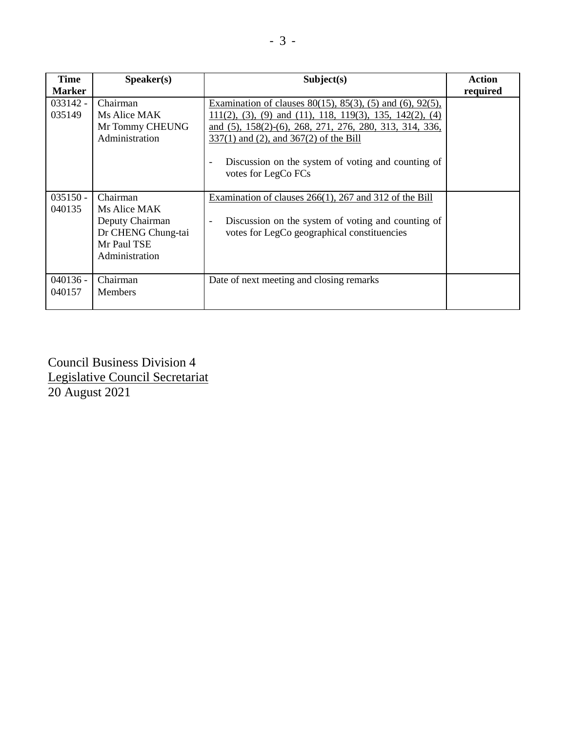| Time Marker | Speaker(s) | Subject(s) | Action required |
|---|---|---|---|
| 033142 - 035149 | Chairman<br>Ms Alice MAK<br>Mr Tommy CHEUNG<br>Administration | <u>Examination of clauses 80(15), 85(3), (5) and (6), 92(5), 111(2), (3), (9) and (11), 118, 119(3), 135, 142(2), (4) and (5), 158(2)-(6), 268, 271, 276, 280, 313, 314, 336, 337(1) and (2), and 367(2) of the Bill</u><br><br>- Discussion on the system of voting and counting of votes for LegCo FCs | |
| 035150 - 040135 | Chairman<br>Ms Alice MAK<br>Deputy Chairman<br>Dr CHENG Chung-tai<br>Mr Paul TSE<br>Administration | <u>Examination of clauses 266(1), 267 and 312 of the Bill</u><br><br>- Discussion on the system of voting and counting of votes for LegCo geographical constituencies | |
| 040136 - 040157 | Chairman<br>Members | Date of next meeting and closing remarks | |

Council Business Division 4
<u>Legislative Council Secretariat</u>
20 August 2021